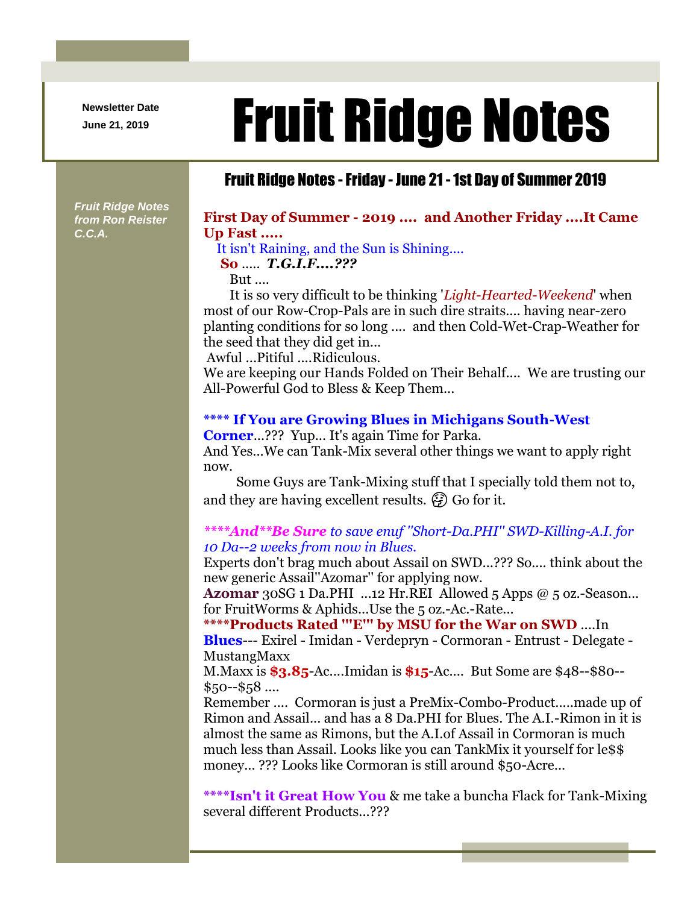Newsletter Date
June 21, 2019

# Fruit Ridge Notes

## Fruit Ridge Notes - Friday - June 21 - 1st Day of Summer 2019

*Fruit Ridge Notes from Ron Reister C.C.A.*

**First Day of Summer - 2019 .... and Another Friday ....It Came Up Fast .....**

It isn't Raining, and the Sun is Shining....

**So** ..... ***T.G.I.F....???***

But ....

It is so very difficult to be thinking '*Light-Hearted-Weekend*' when most of our Row-Crop-Pals are in such dire straits.... having near-zero planting conditions for so long .... and then Cold-Wet-Crap-Weather for the seed that they did get in...

Awful ...Pitiful ....Ridiculous.

We are keeping our Hands Folded on Their Behalf.... We are trusting our All-Powerful God to Bless & Keep Them...

**\*\*\*\* If You are Growing Blues in Michigans South-West Corner**...??? Yup... It's again Time for Parka.

And Yes...We can Tank-Mix several other things we want to apply right now.

Some Guys are Tank-Mixing stuff that I specially told them not to, and they are having excellent results. 🤔 Go for it.

*\*\*\*\****And**\*\*Be Sure** to save enuf "Short-Da.PHI" SWD-Killing-A.I. for 10 Da--2 weeks from now in Blues.*

Experts don't brag much about Assail on SWD...??? So.... think about the new generic Assail"Azomar" for applying now.

**Azomar** 30SG 1 Da.PHI ...12 Hr.REI Allowed 5 Apps @ 5 oz.-Season... for FruitWorms & Aphids...Use the 5 oz.-Ac.-Rate...

**\*\*\*\*Products Rated '"E"' by MSU for the War on SWD** ....In **Blues**--- Exirel - Imidan - Verdepryn - Cormoran - Entrust - Delegate - MustangMaxx

M.Maxx is **$3.85**-Ac....Imidan is **$15**-Ac.... But Some are $48--$80--$50--$58 ....

Remember .... Cormoran is just a PreMix-Combo-Product.....made up of Rimon and Assail... and has a 8 Da.PHI for Blues. The A.I.-Rimon in it is almost the same as Rimons, but the A.I.of Assail in Cormoran is much much less than Assail. Looks like you can TankMix it yourself for le$$ money... ??? Looks like Cormoran is still around $50-Acre...

**\*\*\*\*Isn't it Great How You** & me take a buncha Flack for Tank-Mixing several different Products...???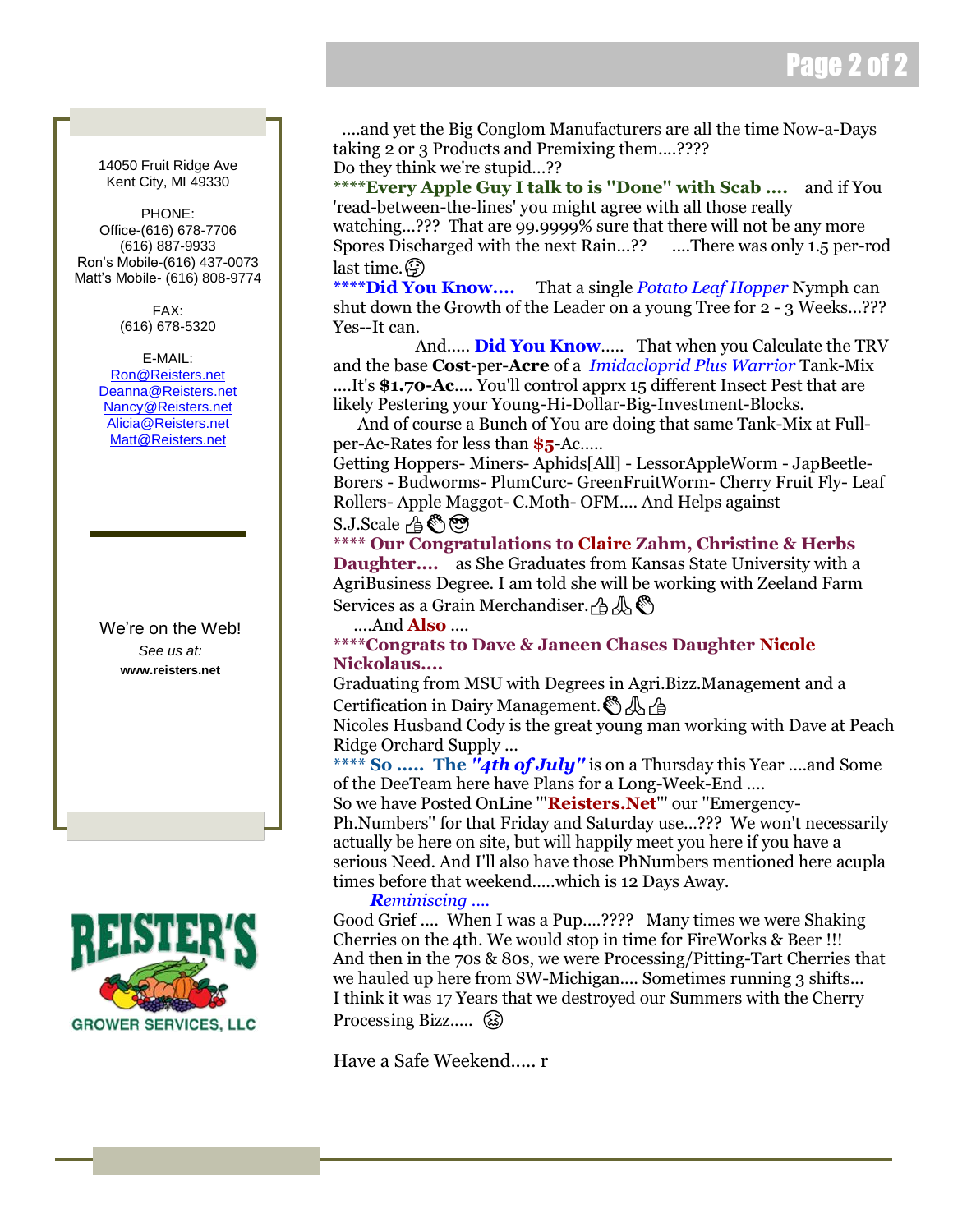14050 Fruit Ridge Ave
Kent City, MI 49330

PHONE:
Office-(616) 678-7706
(616) 887-9933
Ron's Mobile-(616) 437-0073
Matt's Mobile- (616) 808-9774

FAX:
(616) 678-5320

E-MAIL:
Ron@Reisters.net
Deanna@Reisters.net
Nancy@Reisters.net
Alicia@Reisters.net
Matt@Reisters.net

We're on the Web!
*See us at:*
**www.reisters.net**

REISTER'S GROWER SERVICES, LLC

....and yet the Big Conglom Manufacturers are all the time Now-a-Days taking 2 or 3 Products and Premixing them....????
Do they think we're stupid...??

****Every Apple Guy I talk to is "Done" with Scab ....** and if You 'read-between-the-lines' you might agree with all those really watching...??? That are 99.9999% sure that there will not be any more Spores Discharged with the next Rain...?? ....There was only 1.5 per-rod last time.

****Did You Know....** That a single *Potato Leaf Hopper* Nymph can shut down the Growth of the Leader on a young Tree for 2 - 3 Weeks...??? Yes--It can.

And..... **Did You Know**..... That when you Calculate the TRV and the base **Cost**-per-**Acre** of a *Imidacloprid Plus Warrior* Tank-Mix ....It's **$1.70-Ac**.... You'll control apprx 15 different Insect Pest that are likely Pestering your Young-Hi-Dollar-Big-Investment-Blocks.

And of course a Bunch of You are doing that same Tank-Mix at Full-per-Ac-Rates for less than **$5**-Ac.....
Getting Hoppers- Miners- Aphids[All] - LessorAppleWorm - JapBeetle-Borers - Budworms- PlumCurc- GreenFruitWorm- Cherry Fruit Fly- Leaf Rollers- Apple Maggot- C.Moth- OFM.... And Helps against S.J.Scale

**\*\*\*\* Our Congratulations to Claire Zahm, Christine & Herbs Daughter....** as She Graduates from Kansas State University with a AgriBusiness Degree. I am told she will be working with Zeeland Farm Services as a Grain Merchandiser.

....And **Also** ....

**\*\*\*\*Congrats to Dave & Janeen Chases Daughter Nicole Nickolaus....**
Graduating from MSU with Degrees in Agri.Bizz.Management and a Certification in Dairy Management.
Nicoles Husband Cody is the great young man working with Dave at Peach Ridge Orchard Supply ...

**\*\*\*\* So ..... The *"4th of July"*** is on a Thursday this Year ....and Some of the DeeTeam here have Plans for a Long-Week-End ....
So we have Posted OnLine '"**Reisters.Net**"' our "Emergency-Ph.Numbers" for that Friday and Saturday use...??? We won't necessarily actually be here on site, but will happily meet you here if you have a serious Need. And I'll also have those PhNumbers mentioned here acupla times before that weekend.....which is 12 Days Away.

***Reminiscing ....***

Good Grief .... When I was a Pup....???? Many times we were Shaking Cherries on the 4th. We would stop in time for FireWorks & Beer !!!
And then in the 70s & 80s, we were Processing/Pitting-Tart Cherries that we hauled up here from SW-Michigan.... Sometimes running 3 shifts...
I think it was 17 Years that we destroyed our Summers with the Cherry Processing Bizz.....

Have a Safe Weekend..... r